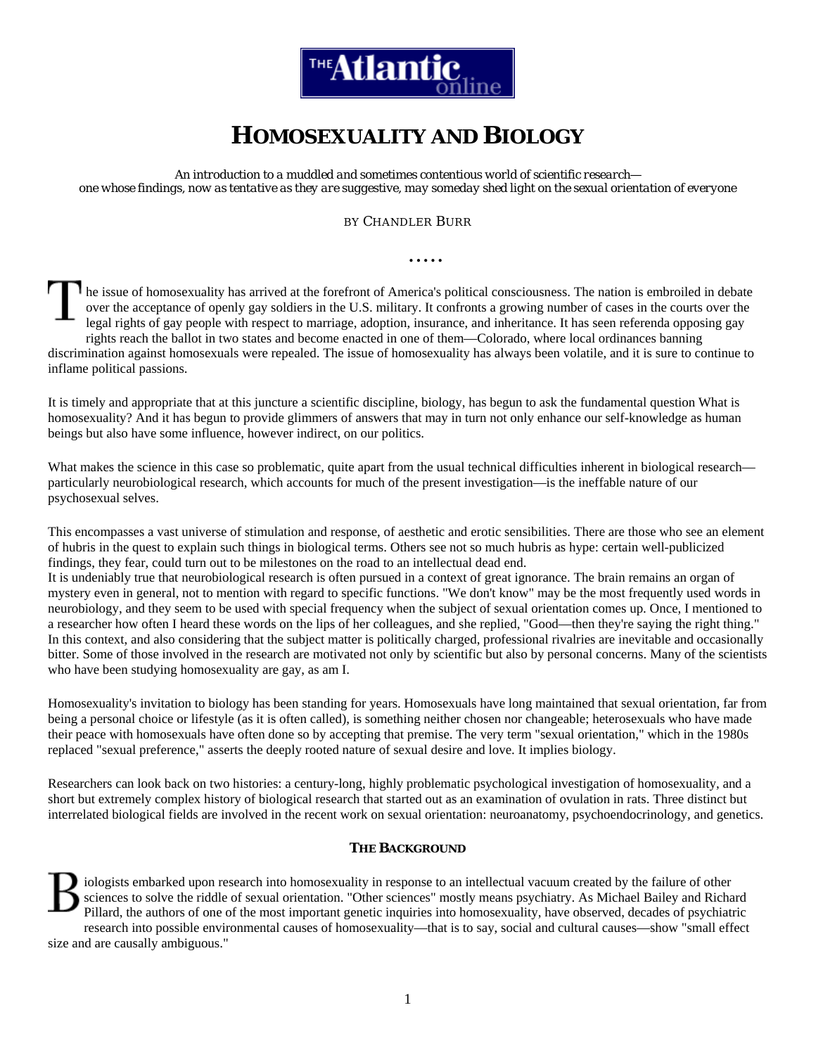The Atlantic online

# HOMOSEXUALITY AND BIOLOGY

*An introduction to a muddled and sometimes contentious world of scientific research— one whose findings, now as tentative as they are suggestive, may someday shed light on the sexual orientation of everyone*

BY CHANDLER BURR

.....

The issue of homosexuality has arrived at the forefront of America's political consciousness. The nation is embroiled in debate over the acceptance of openly gay soldiers in the U.S. military. It confronts a growing number of cases in the courts over the legal rights of gay people with respect to marriage, adoption, insurance, and inheritance. It has seen referenda opposing gay rights reach the ballot in two states and become enacted in one of them—Colorado, where local ordinances banning discrimination against homosexuals were repealed. The issue of homosexuality has always been volatile, and it is sure to continue to inflame political passions.

It is timely and appropriate that at this juncture a scientific discipline, biology, has begun to ask the fundamental question What is homosexuality? And it has begun to provide glimmers of answers that may in turn not only enhance our self-knowledge as human beings but also have some influence, however indirect, on our politics.

What makes the science in this case so problematic, quite apart from the usual technical difficulties inherent in biological research—particularly neurobiological research, which accounts for much of the present investigation—is the ineffable nature of our psychosexual selves.

This encompasses a vast universe of stimulation and response, of aesthetic and erotic sensibilities. There are those who see an element of hubris in the quest to explain such things in biological terms. Others see not so much hubris as hype: certain well-publicized findings, they fear, could turn out to be milestones on the road to an intellectual dead end.

It is undeniably true that neurobiological research is often pursued in a context of great ignorance. The brain remains an organ of mystery even in general, not to mention with regard to specific functions. "We don't know" may be the most frequently used words in neurobiology, and they seem to be used with special frequency when the subject of sexual orientation comes up. Once, I mentioned to a researcher how often I heard these words on the lips of her colleagues, and she replied, "Good—then they're saying the right thing." In this context, and also considering that the subject matter is politically charged, professional rivalries are inevitable and occasionally bitter. Some of those involved in the research are motivated not only by scientific but also by personal concerns. Many of the scientists who have been studying homosexuality are gay, as am I.

Homosexuality's invitation to biology has been standing for years. Homosexuals have long maintained that sexual orientation, far from being a personal choice or lifestyle (as it is often called), is something neither chosen nor changeable; heterosexuals who have made their peace with homosexuals have often done so by accepting that premise. The very term "sexual orientation," which in the 1980s replaced "sexual preference," asserts the deeply rooted nature of sexual desire and love. It implies biology.

Researchers can look back on two histories: a century-long, highly problematic psychological investigation of homosexuality, and a short but extremely complex history of biological research that started out as an examination of ovulation in rats. Three distinct but interrelated biological fields are involved in the recent work on sexual orientation: neuroanatomy, psychoendocrinology, and genetics.

## THE BACKGROUND

Biologists embarked upon research into homosexuality in response to an intellectual vacuum created by the failure of other sciences to solve the riddle of sexual orientation. "Other sciences" mostly means psychiatry. As Michael Bailey and Richard Pillard, the authors of one of the most important genetic inquiries into homosexuality, have observed, decades of psychiatric research into possible environmental causes of homosexuality—that is to say, social and cultural causes—show "small effect size and are causally ambiguous."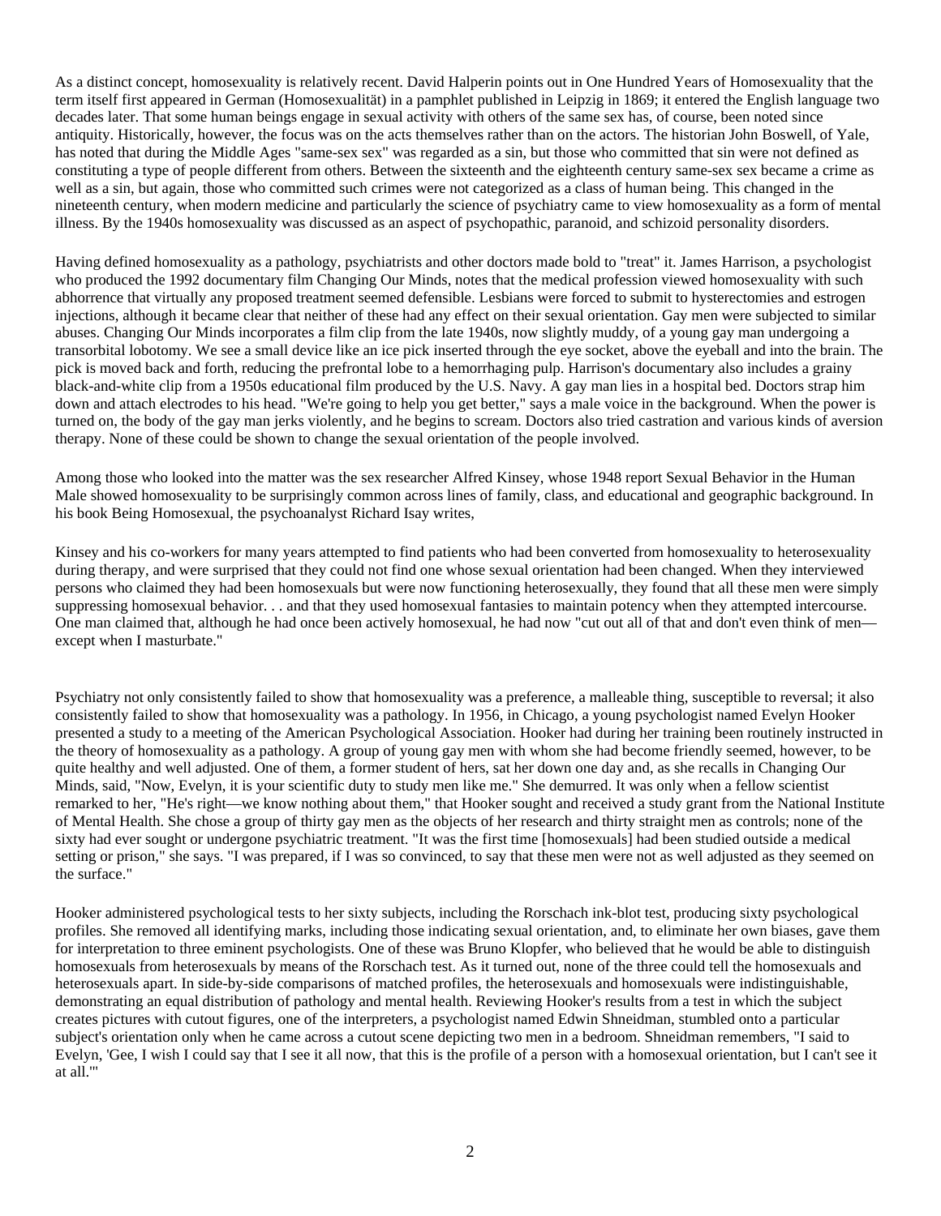As a distinct concept, homosexuality is relatively recent. David Halperin points out in One Hundred Years of Homosexuality that the term itself first appeared in German (Homosexualität) in a pamphlet published in Leipzig in 1869; it entered the English language two decades later. That some human beings engage in sexual activity with others of the same sex has, of course, been noted since antiquity. Historically, however, the focus was on the acts themselves rather than on the actors. The historian John Boswell, of Yale, has noted that during the Middle Ages "same-sex sex" was regarded as a sin, but those who committed that sin were not defined as constituting a type of people different from others. Between the sixteenth and the eighteenth century same-sex sex became a crime as well as a sin, but again, those who committed such crimes were not categorized as a class of human being. This changed in the nineteenth century, when modern medicine and particularly the science of psychiatry came to view homosexuality as a form of mental illness. By the 1940s homosexuality was discussed as an aspect of psychopathic, paranoid, and schizoid personality disorders.

Having defined homosexuality as a pathology, psychiatrists and other doctors made bold to "treat" it. James Harrison, a psychologist who produced the 1992 documentary film Changing Our Minds, notes that the medical profession viewed homosexuality with such abhorrence that virtually any proposed treatment seemed defensible. Lesbians were forced to submit to hysterectomies and estrogen injections, although it became clear that neither of these had any effect on their sexual orientation. Gay men were subjected to similar abuses. Changing Our Minds incorporates a film clip from the late 1940s, now slightly muddy, of a young gay man undergoing a transorbital lobotomy. We see a small device like an ice pick inserted through the eye socket, above the eyeball and into the brain. The pick is moved back and forth, reducing the prefrontal lobe to a hemorrhaging pulp. Harrison's documentary also includes a grainy black-and-white clip from a 1950s educational film produced by the U.S. Navy. A gay man lies in a hospital bed. Doctors strap him down and attach electrodes to his head. "We're going to help you get better," says a male voice in the background. When the power is turned on, the body of the gay man jerks violently, and he begins to scream. Doctors also tried castration and various kinds of aversion therapy. None of these could be shown to change the sexual orientation of the people involved.

Among those who looked into the matter was the sex researcher Alfred Kinsey, whose 1948 report Sexual Behavior in the Human Male showed homosexuality to be surprisingly common across lines of family, class, and educational and geographic background. In his book Being Homosexual, the psychoanalyst Richard Isay writes,

Kinsey and his co-workers for many years attempted to find patients who had been converted from homosexuality to heterosexuality during therapy, and were surprised that they could not find one whose sexual orientation had been changed. When they interviewed persons who claimed they had been homosexuals but were now functioning heterosexually, they found that all these men were simply suppressing homosexual behavior. . . and that they used homosexual fantasies to maintain potency when they attempted intercourse. One man claimed that, although he had once been actively homosexual, he had now "cut out all of that and don't even think of men—except when I masturbate."

Psychiatry not only consistently failed to show that homosexuality was a preference, a malleable thing, susceptible to reversal; it also consistently failed to show that homosexuality was a pathology. In 1956, in Chicago, a young psychologist named Evelyn Hooker presented a study to a meeting of the American Psychological Association. Hooker had during her training been routinely instructed in the theory of homosexuality as a pathology. A group of young gay men with whom she had become friendly seemed, however, to be quite healthy and well adjusted. One of them, a former student of hers, sat her down one day and, as she recalls in Changing Our Minds, said, "Now, Evelyn, it is your scientific duty to study men like me." She demurred. It was only when a fellow scientist remarked to her, "He's right—we know nothing about them," that Hooker sought and received a study grant from the National Institute of Mental Health. She chose a group of thirty gay men as the objects of her research and thirty straight men as controls; none of the sixty had ever sought or undergone psychiatric treatment. "It was the first time [homosexuals] had been studied outside a medical setting or prison," she says. "I was prepared, if I was so convinced, to say that these men were not as well adjusted as they seemed on the surface."

Hooker administered psychological tests to her sixty subjects, including the Rorschach ink-blot test, producing sixty psychological profiles. She removed all identifying marks, including those indicating sexual orientation, and, to eliminate her own biases, gave them for interpretation to three eminent psychologists. One of these was Bruno Klopfer, who believed that he would be able to distinguish homosexuals from heterosexuals by means of the Rorschach test. As it turned out, none of the three could tell the homosexuals and heterosexuals apart. In side-by-side comparisons of matched profiles, the heterosexuals and homosexuals were indistinguishable, demonstrating an equal distribution of pathology and mental health. Reviewing Hooker's results from a test in which the subject creates pictures with cutout figures, one of the interpreters, a psychologist named Edwin Shneidman, stumbled onto a particular subject's orientation only when he came across a cutout scene depicting two men in a bedroom. Shneidman remembers, "I said to Evelyn, 'Gee, I wish I could say that I see it all now, that this is the profile of a person with a homosexual orientation, but I can't see it at all.'"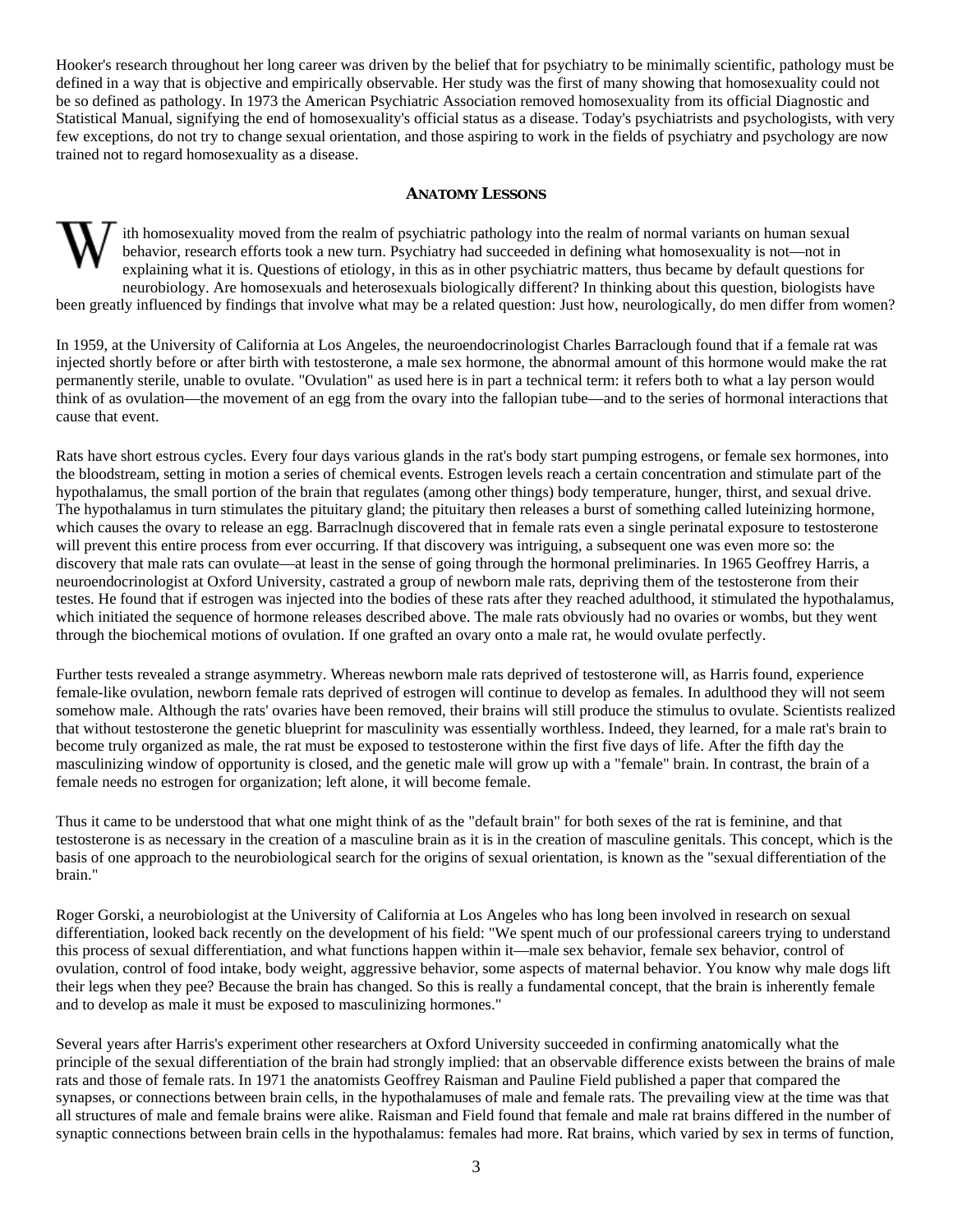Hooker's research throughout her long career was driven by the belief that for psychiatry to be minimally scientific, pathology must be defined in a way that is objective and empirically observable. Her study was the first of many showing that homosexuality could not be so defined as pathology. In 1973 the American Psychiatric Association removed homosexuality from its official Diagnostic and Statistical Manual, signifying the end of homosexuality's official status as a disease. Today's psychiatrists and psychologists, with very few exceptions, do not try to change sexual orientation, and those aspiring to work in the fields of psychiatry and psychology are now trained not to regard homosexuality as a disease.

## ANATOMY LESSONS

With homosexuality moved from the realm of psychiatric pathology into the realm of normal variants on human sexual behavior, research efforts took a new turn. Psychiatry had succeeded in defining what homosexuality is not—not in explaining what it is. Questions of etiology, in this as in other psychiatric matters, thus became by default questions for neurobiology. Are homosexuals and heterosexuals biologically different? In thinking about this question, biologists have been greatly influenced by findings that involve what may be a related question: Just how, neurologically, do men differ from women?

In 1959, at the University of California at Los Angeles, the neuroendocrinologist Charles Barraclough found that if a female rat was injected shortly before or after birth with testosterone, a male sex hormone, the abnormal amount of this hormone would make the rat permanently sterile, unable to ovulate. "Ovulation" as used here is in part a technical term: it refers both to what a lay person would think of as ovulation—the movement of an egg from the ovary into the fallopian tube—and to the series of hormonal interactions that cause that event.

Rats have short estrous cycles. Every four days various glands in the rat's body start pumping estrogens, or female sex hormones, into the bloodstream, setting in motion a series of chemical events. Estrogen levels reach a certain concentration and stimulate part of the hypothalamus, the small portion of the brain that regulates (among other things) body temperature, hunger, thirst, and sexual drive. The hypothalamus in turn stimulates the pituitary gland; the pituitary then releases a burst of something called luteinizing hormone, which causes the ovary to release an egg. Barraclnugh discovered that in female rats even a single perinatal exposure to testosterone will prevent this entire process from ever occurring. If that discovery was intriguing, a subsequent one was even more so: the discovery that male rats can ovulate—at least in the sense of going through the hormonal preliminaries. In 1965 Geoffrey Harris, a neuroendocrinologist at Oxford University, castrated a group of newborn male rats, depriving them of the testosterone from their testes. He found that if estrogen was injected into the bodies of these rats after they reached adulthood, it stimulated the hypothalamus, which initiated the sequence of hormone releases described above. The male rats obviously had no ovaries or wombs, but they went through the biochemical motions of ovulation. If one grafted an ovary onto a male rat, he would ovulate perfectly.

Further tests revealed a strange asymmetry. Whereas newborn male rats deprived of testosterone will, as Harris found, experience female-like ovulation, newborn female rats deprived of estrogen will continue to develop as females. In adulthood they will not seem somehow male. Although the rats' ovaries have been removed, their brains will still produce the stimulus to ovulate. Scientists realized that without testosterone the genetic blueprint for masculinity was essentially worthless. Indeed, they learned, for a male rat's brain to become truly organized as male, the rat must be exposed to testosterone within the first five days of life. After the fifth day the masculinizing window of opportunity is closed, and the genetic male will grow up with a "female" brain. In contrast, the brain of a female needs no estrogen for organization; left alone, it will become female.

Thus it came to be understood that what one might think of as the "default brain" for both sexes of the rat is feminine, and that testosterone is as necessary in the creation of a masculine brain as it is in the creation of masculine genitals. This concept, which is the basis of one approach to the neurobiological search for the origins of sexual orientation, is known as the "sexual differentiation of the brain."

Roger Gorski, a neurobiologist at the University of California at Los Angeles who has long been involved in research on sexual differentiation, looked back recently on the development of his field: "We spent much of our professional careers trying to understand this process of sexual differentiation, and what functions happen within it—male sex behavior, female sex behavior, control of ovulation, control of food intake, body weight, aggressive behavior, some aspects of maternal behavior. You know why male dogs lift their legs when they pee? Because the brain has changed. So this is really a fundamental concept, that the brain is inherently female and to develop as male it must be exposed to masculinizing hormones."

Several years after Harris's experiment other researchers at Oxford University succeeded in confirming anatomically what the principle of the sexual differentiation of the brain had strongly implied: that an observable difference exists between the brains of male rats and those of female rats. In 1971 the anatomists Geoffrey Raisman and Pauline Field published a paper that compared the synapses, or connections between brain cells, in the hypothalamuses of male and female rats. The prevailing view at the time was that all structures of male and female brains were alike. Raisman and Field found that female and male rat brains differed in the number of synaptic connections between brain cells in the hypothalamus: females had more. Rat brains, which varied by sex in terms of function,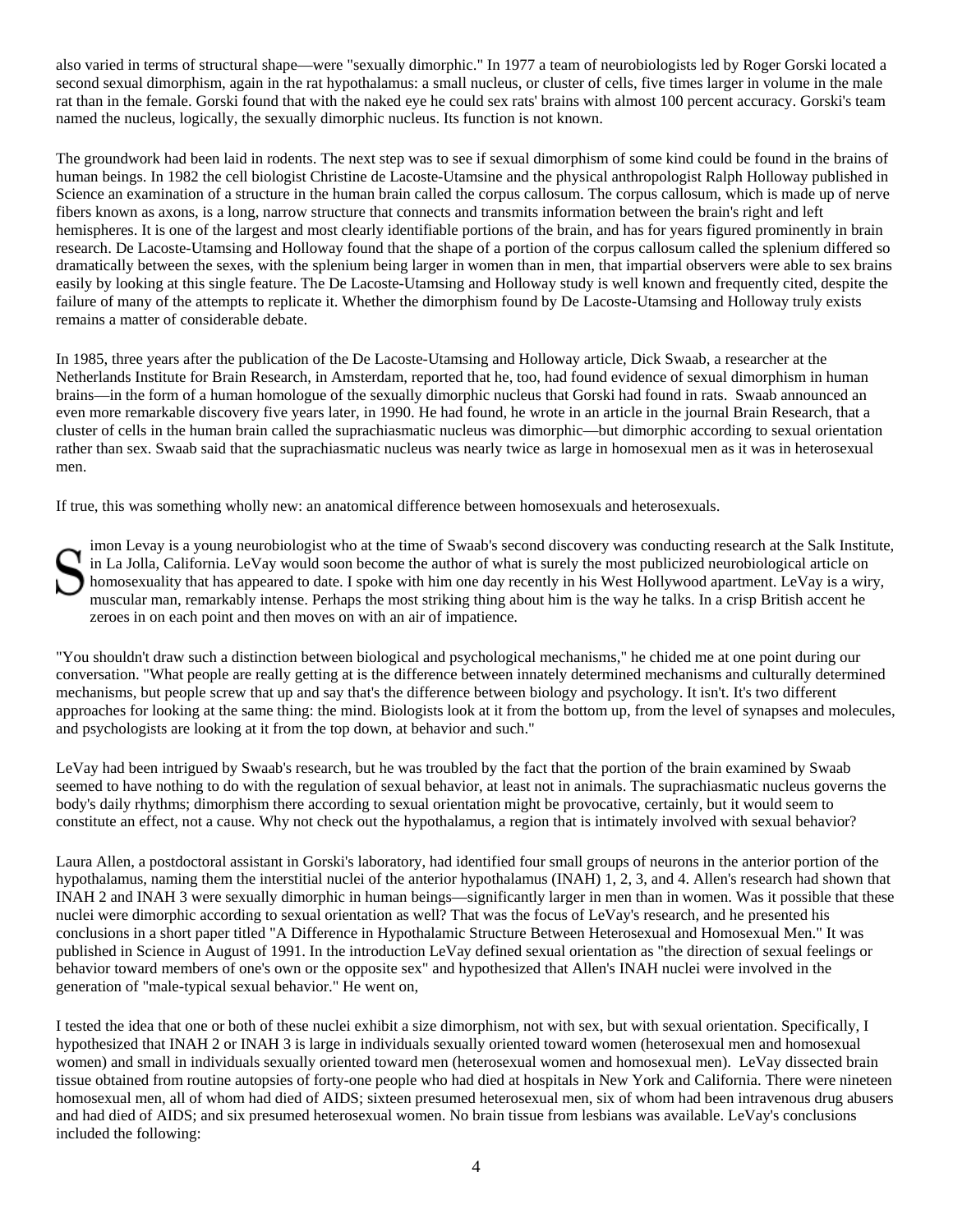also varied in terms of structural shape—were "sexually dimorphic." In 1977 a team of neurobiologists led by Roger Gorski located a second sexual dimorphism, again in the rat hypothalamus: a small nucleus, or cluster of cells, five times larger in volume in the male rat than in the female. Gorski found that with the naked eye he could sex rats' brains with almost 100 percent accuracy. Gorski's team named the nucleus, logically, the sexually dimorphic nucleus. Its function is not known.

The groundwork had been laid in rodents. The next step was to see if sexual dimorphism of some kind could be found in the brains of human beings. In 1982 the cell biologist Christine de Lacoste-Utamsine and the physical anthropologist Ralph Holloway published in Science an examination of a structure in the human brain called the corpus callosum. The corpus callosum, which is made up of nerve fibers known as axons, is a long, narrow structure that connects and transmits information between the brain's right and left hemispheres. It is one of the largest and most clearly identifiable portions of the brain, and has for years figured prominently in brain research. De Lacoste-Utamsing and Holloway found that the shape of a portion of the corpus callosum called the splenium differed so dramatically between the sexes, with the splenium being larger in women than in men, that impartial observers were able to sex brains easily by looking at this single feature. The De Lacoste-Utamsing and Holloway study is well known and frequently cited, despite the failure of many of the attempts to replicate it. Whether the dimorphism found by De Lacoste-Utamsing and Holloway truly exists remains a matter of considerable debate.

In 1985, three years after the publication of the De Lacoste-Utamsing and Holloway article, Dick Swaab, a researcher at the Netherlands Institute for Brain Research, in Amsterdam, reported that he, too, had found evidence of sexual dimorphism in human brains—in the form of a human homologue of the sexually dimorphic nucleus that Gorski had found in rats. Swaab announced an even more remarkable discovery five years later, in 1990. He had found, he wrote in an article in the journal Brain Research, that a cluster of cells in the human brain called the suprachiasmatic nucleus was dimorphic—but dimorphic according to sexual orientation rather than sex. Swaab said that the suprachiasmatic nucleus was nearly twice as large in homosexual men as it was in heterosexual men.

If true, this was something wholly new: an anatomical difference between homosexuals and heterosexuals.

Simon Levay is a young neurobiologist who at the time of Swaab's second discovery was conducting research at the Salk Institute, in La Jolla, California. LeVay would soon become the author of what is surely the most publicized neurobiological article on homosexuality that has appeared to date. I spoke with him one day recently in his West Hollywood apartment. LeVay is a wiry, muscular man, remarkably intense. Perhaps the most striking thing about him is the way he talks. In a crisp British accent he zeroes in on each point and then moves on with an air of impatience.

"You shouldn't draw such a distinction between biological and psychological mechanisms," he chided me at one point during our conversation. "What people are really getting at is the difference between innately determined mechanisms and culturally determined mechanisms, but people screw that up and say that's the difference between biology and psychology. It isn't. It's two different approaches for looking at the same thing: the mind. Biologists look at it from the bottom up, from the level of synapses and molecules, and psychologists are looking at it from the top down, at behavior and such."

LeVay had been intrigued by Swaab's research, but he was troubled by the fact that the portion of the brain examined by Swaab seemed to have nothing to do with the regulation of sexual behavior, at least not in animals. The suprachiasmatic nucleus governs the body's daily rhythms; dimorphism there according to sexual orientation might be provocative, certainly, but it would seem to constitute an effect, not a cause. Why not check out the hypothalamus, a region that is intimately involved with sexual behavior?

Laura Allen, a postdoctoral assistant in Gorski's laboratory, had identified four small groups of neurons in the anterior portion of the hypothalamus, naming them the interstitial nuclei of the anterior hypothalamus (INAH) 1, 2, 3, and 4. Allen's research had shown that INAH 2 and INAH 3 were sexually dimorphic in human beings—significantly larger in men than in women. Was it possible that these nuclei were dimorphic according to sexual orientation as well? That was the focus of LeVay's research, and he presented his conclusions in a short paper titled "A Difference in Hypothalamic Structure Between Heterosexual and Homosexual Men." It was published in Science in August of 1991. In the introduction LeVay defined sexual orientation as "the direction of sexual feelings or behavior toward members of one's own or the opposite sex" and hypothesized that Allen's INAH nuclei were involved in the generation of "male-typical sexual behavior." He went on,

I tested the idea that one or both of these nuclei exhibit a size dimorphism, not with sex, but with sexual orientation. Specifically, I hypothesized that INAH 2 or INAH 3 is large in individuals sexually oriented toward women (heterosexual men and homosexual women) and small in individuals sexually oriented toward men (heterosexual women and homosexual men). LeVay dissected brain tissue obtained from routine autopsies of forty-one people who had died at hospitals in New York and California. There were nineteen homosexual men, all of whom had died of AIDS; sixteen presumed heterosexual men, six of whom had been intravenous drug abusers and had died of AIDS; and six presumed heterosexual women. No brain tissue from lesbians was available. LeVay's conclusions included the following: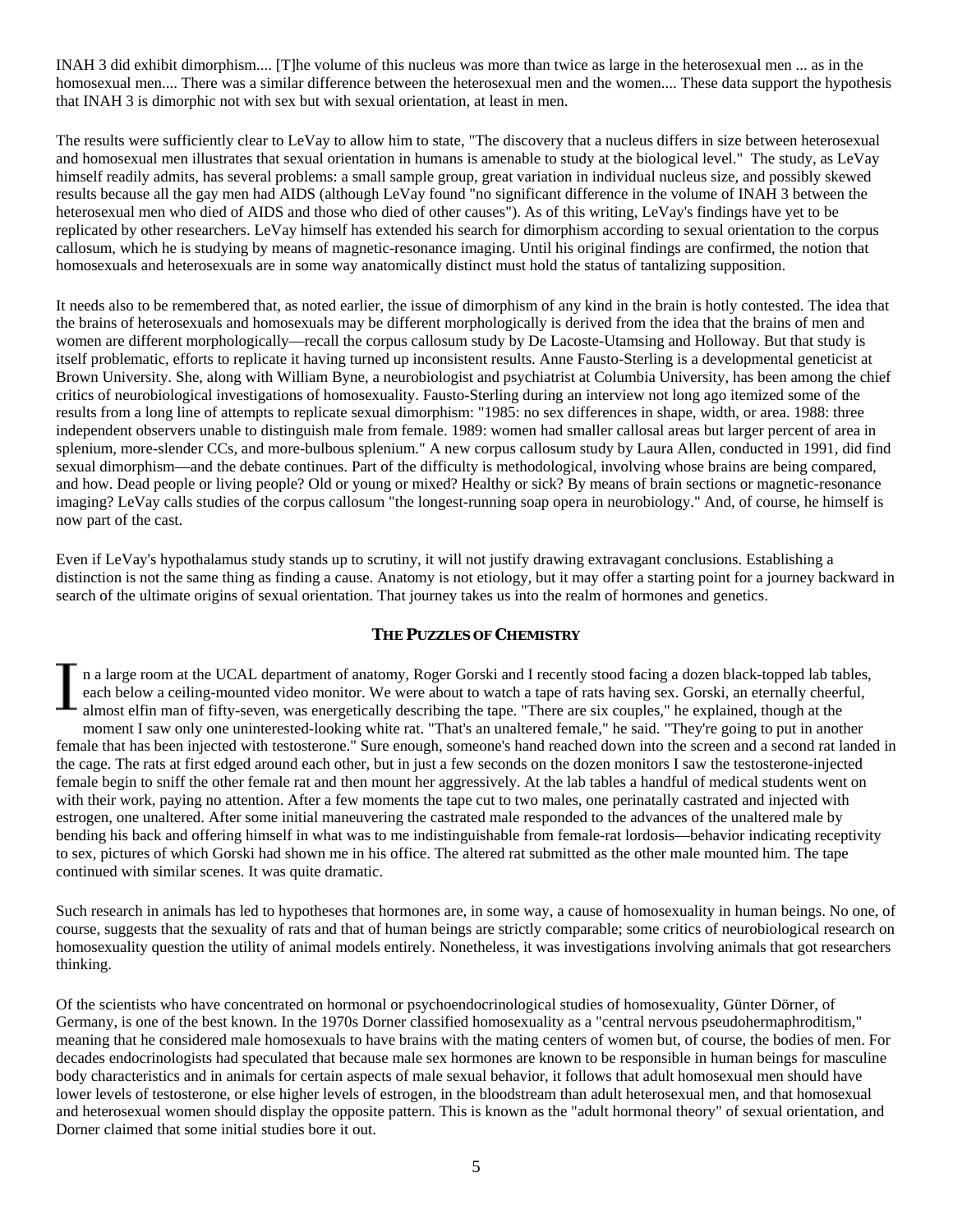INAH 3 did exhibit dimorphism.... [T]he volume of this nucleus was more than twice as large in the heterosexual men ... as in the homosexual men.... There was a similar difference between the heterosexual men and the women.... These data support the hypothesis that INAH 3 is dimorphic not with sex but with sexual orientation, at least in men.

The results were sufficiently clear to LeVay to allow him to state, "The discovery that a nucleus differs in size between heterosexual and homosexual men illustrates that sexual orientation in humans is amenable to study at the biological level." The study, as LeVay himself readily admits, has several problems: a small sample group, great variation in individual nucleus size, and possibly skewed results because all the gay men had AIDS (although LeVay found "no significant difference in the volume of INAH 3 between the heterosexual men who died of AIDS and those who died of other causes"). As of this writing, LeVay's findings have yet to be replicated by other researchers. LeVay himself has extended his search for dimorphism according to sexual orientation to the corpus callosum, which he is studying by means of magnetic-resonance imaging. Until his original findings are confirmed, the notion that homosexuals and heterosexuals are in some way anatomically distinct must hold the status of tantalizing supposition.

It needs also to be remembered that, as noted earlier, the issue of dimorphism of any kind in the brain is hotly contested. The idea that the brains of heterosexuals and homosexuals may be different morphologically is derived from the idea that the brains of men and women are different morphologically—recall the corpus callosum study by De Lacoste-Utamsing and Holloway. But that study is itself problematic, efforts to replicate it having turned up inconsistent results. Anne Fausto-Sterling is a developmental geneticist at Brown University. She, along with William Byne, a neurobiologist and psychiatrist at Columbia University, has been among the chief critics of neurobiological investigations of homosexuality. Fausto-Sterling during an interview not long ago itemized some of the results from a long line of attempts to replicate sexual dimorphism: "1985: no sex differences in shape, width, or area. 1988: three independent observers unable to distinguish male from female. 1989: women had smaller callosal areas but larger percent of area in splenium, more-slender CCs, and more-bulbous splenium." A new corpus callosum study by Laura Allen, conducted in 1991, did find sexual dimorphism—and the debate continues. Part of the difficulty is methodological, involving whose brains are being compared, and how. Dead people or living people? Old or young or mixed? Healthy or sick? By means of brain sections or magnetic-resonance imaging? LeVay calls studies of the corpus callosum "the longest-running soap opera in neurobiology." And, of course, he himself is now part of the cast.

Even if LeVay's hypothalamus study stands up to scrutiny, it will not justify drawing extravagant conclusions. Establishing a distinction is not the same thing as finding a cause. Anatomy is not etiology, but it may offer a starting point for a journey backward in search of the ultimate origins of sexual orientation. That journey takes us into the realm of hormones and genetics.

## THE PUZZLES OF CHEMISTRY

In a large room at the UCAL department of anatomy, Roger Gorski and I recently stood facing a dozen black-topped lab tables, each below a ceiling-mounted video monitor. We were about to watch a tape of rats having sex. Gorski, an eternally cheerful, almost elfin man of fifty-seven, was energetically describing the tape. "There are six couples," he explained, though at the moment I saw only one uninterested-looking white rat. "That's an unaltered female," he said. "They're going to put in another female that has been injected with testosterone." Sure enough, someone's hand reached down into the screen and a second rat landed in the cage. The rats at first edged around each other, but in just a few seconds on the dozen monitors I saw the testosterone-injected female begin to sniff the other female rat and then mount her aggressively. At the lab tables a handful of medical students went on with their work, paying no attention. After a few moments the tape cut to two males, one perinatally castrated and injected with estrogen, one unaltered. After some initial maneuvering the castrated male responded to the advances of the unaltered male by bending his back and offering himself in what was to me indistinguishable from female-rat lordosis—behavior indicating receptivity to sex, pictures of which Gorski had shown me in his office. The altered rat submitted as the other male mounted him. The tape continued with similar scenes. It was quite dramatic.

Such research in animals has led to hypotheses that hormones are, in some way, a cause of homosexuality in human beings. No one, of course, suggests that the sexuality of rats and that of human beings are strictly comparable; some critics of neurobiological research on homosexuality question the utility of animal models entirely. Nonetheless, it was investigations involving animals that got researchers thinking.

Of the scientists who have concentrated on hormonal or psychoendocrinological studies of homosexuality, Günter Dörner, of Germany, is one of the best known. In the 1970s Dorner classified homosexuality as a "central nervous pseudohermaphroditism," meaning that he considered male homosexuals to have brains with the mating centers of women but, of course, the bodies of men. For decades endocrinologists had speculated that because male sex hormones are known to be responsible in human beings for masculine body characteristics and in animals for certain aspects of male sexual behavior, it follows that adult homosexual men should have lower levels of testosterone, or else higher levels of estrogen, in the bloodstream than adult heterosexual men, and that homosexual and heterosexual women should display the opposite pattern. This is known as the "adult hormonal theory" of sexual orientation, and Dorner claimed that some initial studies bore it out.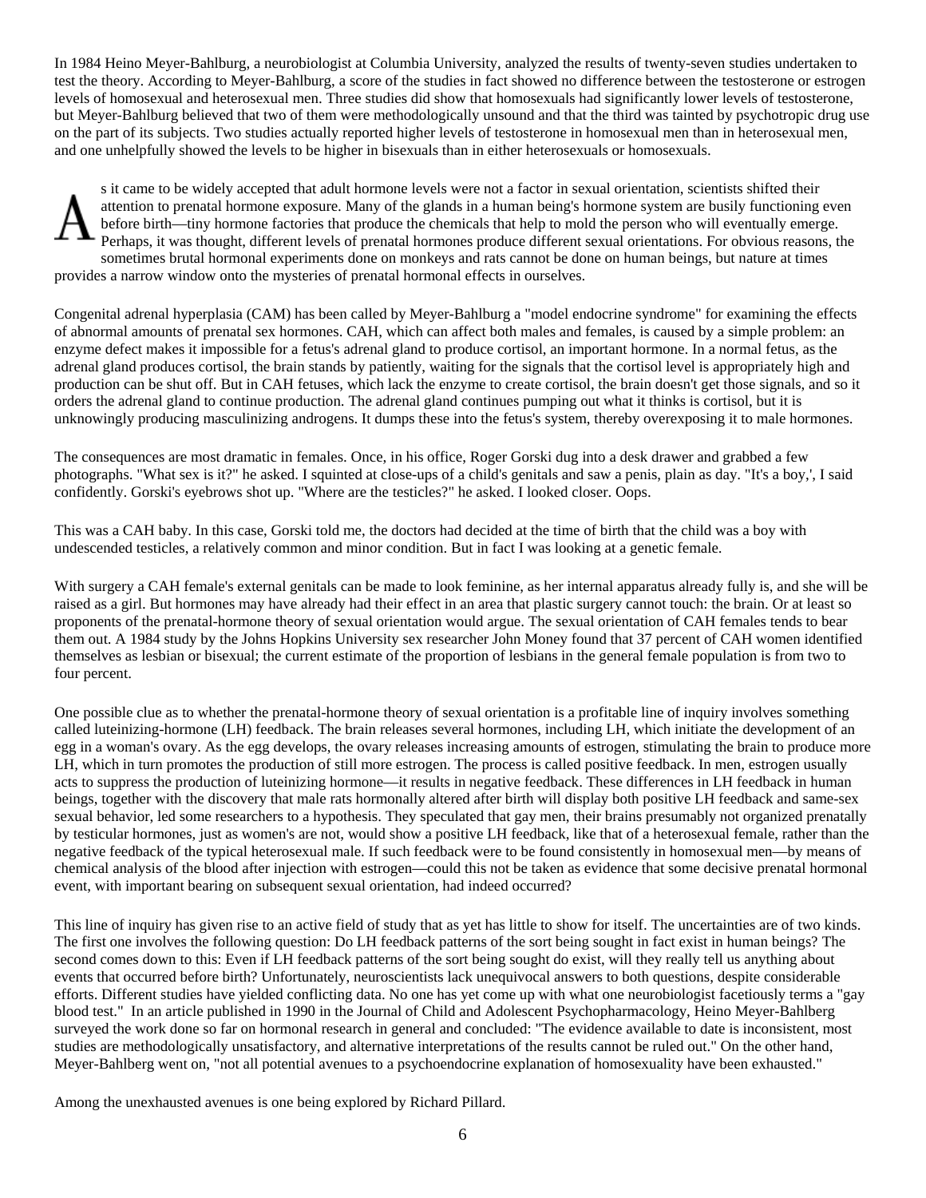In 1984 Heino Meyer-Bahlburg, a neurobiologist at Columbia University, analyzed the results of twenty-seven studies undertaken to test the theory. According to Meyer-Bahlburg, a score of the studies in fact showed no difference between the testosterone or estrogen levels of homosexual and heterosexual men. Three studies did show that homosexuals had significantly lower levels of testosterone, but Meyer-Bahlburg believed that two of them were methodologically unsound and that the third was tainted by psychotropic drug use on the part of its subjects. Two studies actually reported higher levels of testosterone in homosexual men than in heterosexual men, and one unhelpfully showed the levels to be higher in bisexuals than in either heterosexuals or homosexuals.

As it came to be widely accepted that adult hormone levels were not a factor in sexual orientation, scientists shifted their attention to prenatal hormone exposure. Many of the glands in a human being's hormone system are busily functioning even before birth—tiny hormone factories that produce the chemicals that help to mold the person who will eventually emerge. Perhaps, it was thought, different levels of prenatal hormones produce different sexual orientations. For obvious reasons, the sometimes brutal hormonal experiments done on monkeys and rats cannot be done on human beings, but nature at times provides a narrow window onto the mysteries of prenatal hormonal effects in ourselves.

Congenital adrenal hyperplasia (CAM) has been called by Meyer-Bahlburg a "model endocrine syndrome" for examining the effects of abnormal amounts of prenatal sex hormones. CAH, which can affect both males and females, is caused by a simple problem: an enzyme defect makes it impossible for a fetus's adrenal gland to produce cortisol, an important hormone. In a normal fetus, as the adrenal gland produces cortisol, the brain stands by patiently, waiting for the signals that the cortisol level is appropriately high and production can be shut off. But in CAH fetuses, which lack the enzyme to create cortisol, the brain doesn't get those signals, and so it orders the adrenal gland to continue production. The adrenal gland continues pumping out what it thinks is cortisol, but it is unknowingly producing masculinizing androgens. It dumps these into the fetus's system, thereby overexposing it to male hormones.

The consequences are most dramatic in females. Once, in his office, Roger Gorski dug into a desk drawer and grabbed a few photographs. "What sex is it?" he asked. I squinted at close-ups of a child's genitals and saw a penis, plain as day. "It's a boy,', I said confidently. Gorski's eyebrows shot up. "Where are the testicles?" he asked. I looked closer. Oops.

This was a CAH baby. In this case, Gorski told me, the doctors had decided at the time of birth that the child was a boy with undescended testicles, a relatively common and minor condition. But in fact I was looking at a genetic female.

With surgery a CAH female's external genitals can be made to look feminine, as her internal apparatus already fully is, and she will be raised as a girl. But hormones may have already had their effect in an area that plastic surgery cannot touch: the brain. Or at least so proponents of the prenatal-hormone theory of sexual orientation would argue. The sexual orientation of CAH females tends to bear them out. A 1984 study by the Johns Hopkins University sex researcher John Money found that 37 percent of CAH women identified themselves as lesbian or bisexual; the current estimate of the proportion of lesbians in the general female population is from two to four percent.

One possible clue as to whether the prenatal-hormone theory of sexual orientation is a profitable line of inquiry involves something called luteinizing-hormone (LH) feedback. The brain releases several hormones, including LH, which initiate the development of an egg in a woman's ovary. As the egg develops, the ovary releases increasing amounts of estrogen, stimulating the brain to produce more LH, which in turn promotes the production of still more estrogen. The process is called positive feedback. In men, estrogen usually acts to suppress the production of luteinizing hormone—it results in negative feedback. These differences in LH feedback in human beings, together with the discovery that male rats hormonally altered after birth will display both positive LH feedback and same-sex sexual behavior, led some researchers to a hypothesis. They speculated that gay men, their brains presumably not organized prenatally by testicular hormones, just as women's are not, would show a positive LH feedback, like that of a heterosexual female, rather than the negative feedback of the typical heterosexual male. If such feedback were to be found consistently in homosexual men—by means of chemical analysis of the blood after injection with estrogen—could this not be taken as evidence that some decisive prenatal hormonal event, with important bearing on subsequent sexual orientation, had indeed occurred?

This line of inquiry has given rise to an active field of study that as yet has little to show for itself. The uncertainties are of two kinds. The first one involves the following question: Do LH feedback patterns of the sort being sought in fact exist in human beings? The second comes down to this: Even if LH feedback patterns of the sort being sought do exist, will they really tell us anything about events that occurred before birth? Unfortunately, neuroscientists lack unequivocal answers to both questions, despite considerable efforts. Different studies have yielded conflicting data. No one has yet come up with what one neurobiologist facetiously terms a "gay blood test." In an article published in 1990 in the Journal of Child and Adolescent Psychopharmacology, Heino Meyer-Bahlberg surveyed the work done so far on hormonal research in general and concluded: "The evidence available to date is inconsistent, most studies are methodologically unsatisfactory, and alternative interpretations of the results cannot be ruled out." On the other hand, Meyer-Bahlberg went on, "not all potential avenues to a psychoendocrine explanation of homosexuality have been exhausted."

Among the unexhausted avenues is one being explored by Richard Pillard.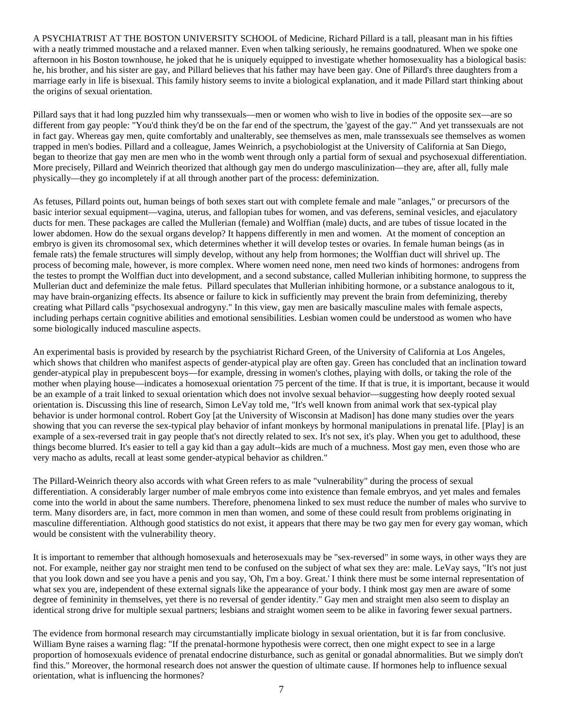A PSYCHIATRIST AT THE BOSTON UNIVERSITY SCHOOL of Medicine, Richard Pillard is a tall, pleasant man in his fifties with a neatly trimmed moustache and a relaxed manner. Even when talking seriously, he remains goodnatured. When we spoke one afternoon in his Boston townhouse, he joked that he is uniquely equipped to investigate whether homosexuality has a biological basis: he, his brother, and his sister are gay, and Pillard believes that his father may have been gay. One of Pillard's three daughters from a marriage early in life is bisexual. This family history seems to invite a biological explanation, and it made Pillard start thinking about the origins of sexual orientation.

Pillard says that it had long puzzled him why transsexuals—men or women who wish to live in bodies of the opposite sex—are so different from gay people: "You'd think they'd be on the far end of the spectrum, the 'gayest of the gay.'" And yet transsexuals are not in fact gay. Whereas gay men, quite comfortably and unalterably, see themselves as men, male transsexuals see themselves as women trapped in men's bodies. Pillard and a colleague, James Weinrich, a psychobiologist at the University of California at San Diego, began to theorize that gay men are men who in the womb went through only a partial form of sexual and psychosexual differentiation. More precisely, Pillard and Weinrich theorized that although gay men do undergo masculinization—they are, after all, fully male physically—they go incompletely if at all through another part of the process: defeminization.

As fetuses, Pillard points out, human beings of both sexes start out with complete female and male "anlages," or precursors of the basic interior sexual equipment—vagina, uterus, and fallopian tubes for women, and vas deferens, seminal vesicles, and ejaculatory ducts for men. These packages are called the Mullerian (female) and Wolffian (male) ducts, and are tubes of tissue located in the lower abdomen. How do the sexual organs develop? It happens differently in men and women. At the moment of conception an embryo is given its chromosomal sex, which determines whether it will develop testes or ovaries. In female human beings (as in female rats) the female structures will simply develop, without any help from hormones; the Wolffian duct will shrivel up. The process of becoming male, however, is more complex. Where women need none, men need two kinds of hormones: androgens from the testes to prompt the Wolffian duct into development, and a second substance, called Mullerian inhibiting hormone, to suppress the Mullerian duct and defeminize the male fetus. Pillard speculates that Mullerian inhibiting hormone, or a substance analogous to it, may have brain-organizing effects. Its absence or failure to kick in sufficiently may prevent the brain from defeminizing, thereby creating what Pillard calls "psychosexual androgyny." In this view, gay men are basically masculine males with female aspects, including perhaps certain cognitive abilities and emotional sensibilities. Lesbian women could be understood as women who have some biologically induced masculine aspects.

An experimental basis is provided by research by the psychiatrist Richard Green, of the University of California at Los Angeles, which shows that children who manifest aspects of gender-atypical play are often gay. Green has concluded that an inclination toward gender-atypical play in prepubescent boys—for example, dressing in women's clothes, playing with dolls, or taking the role of the mother when playing house—indicates a homosexual orientation 75 percent of the time. If that is true, it is important, because it would be an example of a trait linked to sexual orientation which does not involve sexual behavior—suggesting how deeply rooted sexual orientation is. Discussing this line of research, Simon LeVay told me, "It's well known from animal work that sex-typical play behavior is under hormonal control. Robert Goy [at the University of Wisconsin at Madison] has done many studies over the years showing that you can reverse the sex-typical play behavior of infant monkeys by hormonal manipulations in prenatal life. [Play] is an example of a sex-reversed trait in gay people that's not directly related to sex. It's not sex, it's play. When you get to adulthood, these things become blurred. It's easier to tell a gay kid than a gay adult--kids are much of a muchness. Most gay men, even those who are very macho as adults, recall at least some gender-atypical behavior as children."

The Pillard-Weinrich theory also accords with what Green refers to as male "vulnerability" during the process of sexual differentiation. A considerably larger number of male embryos come into existence than female embryos, and yet males and females come into the world in about the same numbers. Therefore, phenomena linked to sex must reduce the number of males who survive to term. Many disorders are, in fact, more common in men than women, and some of these could result from problems originating in masculine differentiation. Although good statistics do not exist, it appears that there may be two gay men for every gay woman, which would be consistent with the vulnerability theory.

It is important to remember that although homosexuals and heterosexuals may be "sex-reversed" in some ways, in other ways they are not. For example, neither gay nor straight men tend to be confused on the subject of what sex they are: male. LeVay says, "It's not just that you look down and see you have a penis and you say, 'Oh, I'm a boy. Great.' I think there must be some internal representation of what sex you are, independent of these external signals like the appearance of your body. I think most gay men are aware of some degree of femininity in themselves, yet there is no reversal of gender identity." Gay men and straight men also seem to display an identical strong drive for multiple sexual partners; lesbians and straight women seem to be alike in favoring fewer sexual partners.

The evidence from hormonal research may circumstantially implicate biology in sexual orientation, but it is far from conclusive. William Byne raises a warning flag: "If the prenatal-hormone hypothesis were correct, then one might expect to see in a large proportion of homosexuals evidence of prenatal endocrine disturbance, such as genital or gonadal abnormalities. But we simply don't find this." Moreover, the hormonal research does not answer the question of ultimate cause. If hormones help to influence sexual orientation, what is influencing the hormones?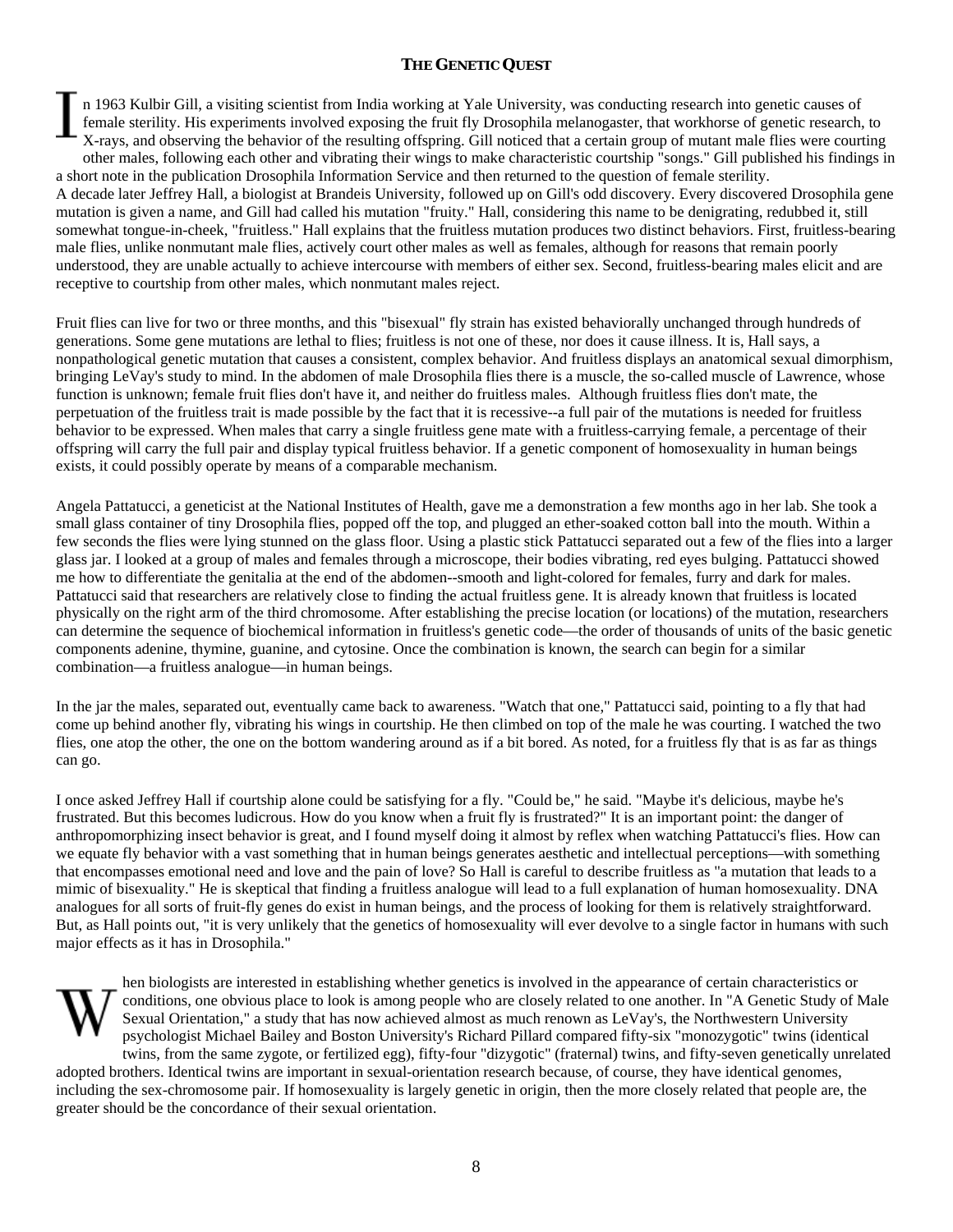In 1963 Kulbir Gill, a visiting scientist from India working at Yale University, was conducting research into genetic causes of female sterility. His experiments involved exposing the fruit fly Drosophila melanogaster, that workhorse of genetic research, to X-rays, and observing the behavior of the resulting offspring. Gill noticed that a certain group of mutant male flies were courting other males, following each other and vibrating their wings to make characteristic courtship "songs." Gill published his findings in a short note in the publication Drosophila Information Service and then returned to the question of female sterility.

A decade later Jeffrey Hall, a biologist at Brandeis University, followed up on Gill's odd discovery. Every discovered Drosophila gene mutation is given a name, and Gill had called his mutation "fruity." Hall, considering this name to be denigrating, redubbed it, still somewhat tongue-in-cheek, "fruitless." Hall explains that the fruitless mutation produces two distinct behaviors. First, fruitless-bearing male flies, unlike nonmutant male flies, actively court other males as well as females, although for reasons that remain poorly understood, they are unable actually to achieve intercourse with members of either sex. Second, fruitless-bearing males elicit and are receptive to courtship from other males, which nonmutant males reject.

Fruit flies can live for two or three months, and this "bisexual" fly strain has existed behaviorally unchanged through hundreds of generations. Some gene mutations are lethal to flies; fruitless is not one of these, nor does it cause illness. It is, Hall says, a nonpathological genetic mutation that causes a consistent, complex behavior. And fruitless displays an anatomical sexual dimorphism, bringing LeVay's study to mind. In the abdomen of male Drosophila flies there is a muscle, the so-called muscle of Lawrence, whose function is unknown; female fruit flies don't have it, and neither do fruitless males. Although fruitless flies don't mate, the perpetuation of the fruitless trait is made possible by the fact that it is recessive--a full pair of the mutations is needed for fruitless behavior to be expressed. When males that carry a single fruitless gene mate with a fruitless-carrying female, a percentage of their offspring will carry the full pair and display typical fruitless behavior. If a genetic component of homosexuality in human beings exists, it could possibly operate by means of a comparable mechanism.

Angela Pattatucci, a geneticist at the National Institutes of Health, gave me a demonstration a few months ago in her lab. She took a small glass container of tiny Drosophila flies, popped off the top, and plugged an ether-soaked cotton ball into the mouth. Within a few seconds the flies were lying stunned on the glass floor. Using a plastic stick Pattatucci separated out a few of the flies into a larger glass jar. I looked at a group of males and females through a microscope, their bodies vibrating, red eyes bulging. Pattatucci showed me how to differentiate the genitalia at the end of the abdomen--smooth and light-colored for females, furry and dark for males. Pattatucci said that researchers are relatively close to finding the actual fruitless gene. It is already known that fruitless is located physically on the right arm of the third chromosome. After establishing the precise location (or locations) of the mutation, researchers can determine the sequence of biochemical information in fruitless's genetic code—the order of thousands of units of the basic genetic components adenine, thymine, guanine, and cytosine. Once the combination is known, the search can begin for a similar combination—a fruitless analogue—in human beings.

In the jar the males, separated out, eventually came back to awareness. "Watch that one," Pattatucci said, pointing to a fly that had come up behind another fly, vibrating his wings in courtship. He then climbed on top of the male he was courting. I watched the two flies, one atop the other, the one on the bottom wandering around as if a bit bored. As noted, for a fruitless fly that is as far as things can go.

I once asked Jeffrey Hall if courtship alone could be satisfying for a fly. "Could be," he said. "Maybe it's delicious, maybe he's frustrated. But this becomes ludicrous. How do you know when a fruit fly is frustrated?" It is an important point: the danger of anthropomorphizing insect behavior is great, and I found myself doing it almost by reflex when watching Pattatucci's flies. How can we equate fly behavior with a vast something that in human beings generates aesthetic and intellectual perceptions—with something that encompasses emotional need and love and the pain of love? So Hall is careful to describe fruitless as "a mutation that leads to a mimic of bisexuality." He is skeptical that finding a fruitless analogue will lead to a full explanation of human homosexuality. DNA analogues for all sorts of fruit-fly genes do exist in human beings, and the process of looking for them is relatively straightforward. But, as Hall points out, "it is very unlikely that the genetics of homosexuality will ever devolve to a single factor in humans with such major effects as it has in Drosophila."

When biologists are interested in establishing whether genetics is involved in the appearance of certain characteristics or conditions, one obvious place to look is among people who are closely related to one another. In "A Genetic Study of Male Sexual Orientation," a study that has now achieved almost as much renown as LeVay's, the Northwestern University psychologist Michael Bailey and Boston University's Richard Pillard compared fifty-six "monozygotic" twins (identical twins, from the same zygote, or fertilized egg), fifty-four "dizygotic" (fraternal) twins, and fifty-seven genetically unrelated adopted brothers. Identical twins are important in sexual-orientation research because, of course, they have identical genomes, including the sex-chromosome pair. If homosexuality is largely genetic in origin, then the more closely related that people are, the greater should be the concordance of their sexual orientation.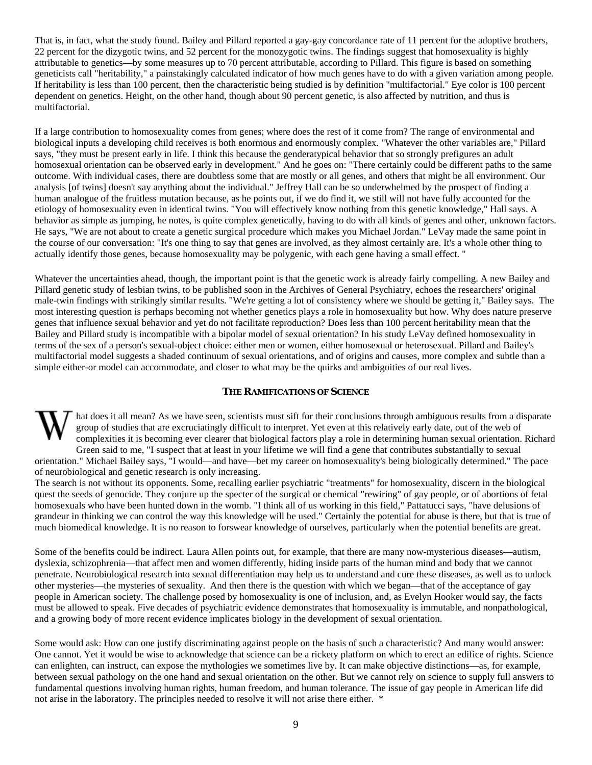That is, in fact, what the study found. Bailey and Pillard reported a gay-gay concordance rate of 11 percent for the adoptive brothers, 22 percent for the dizygotic twins, and 52 percent for the monozygotic twins. The findings suggest that homosexuality is highly attributable to genetics—by some measures up to 70 percent attributable, according to Pillard. This figure is based on something geneticists call "heritability," a painstakingly calculated indicator of how much genes have to do with a given variation among people. If heritability is less than 100 percent, then the characteristic being studied is by definition "multifactorial." Eye color is 100 percent dependent on genetics. Height, on the other hand, though about 90 percent genetic, is also affected by nutrition, and thus is multifactorial.

If a large contribution to homosexuality comes from genes; where does the rest of it come from? The range of environmental and biological inputs a developing child receives is both enormous and enormously complex. "Whatever the other variables are," Pillard says, "they must be present early in life. I think this because the genderatypical behavior that so strongly prefigures an adult homosexual orientation can be observed early in development." And he goes on: "There certainly could be different paths to the same outcome. With individual cases, there are doubtless some that are mostly or all genes, and others that might be all environment. Our analysis [of twins] doesn't say anything about the individual." Jeffrey Hall can be so underwhelmed by the prospect of finding a human analogue of the fruitless mutation because, as he points out, if we do find it, we still will not have fully accounted for the etiology of homosexuality even in identical twins. "You will effectively know nothing from this genetic knowledge," Hall says. A behavior as simple as jumping, he notes, is quite complex genetically, having to do with all kinds of genes and other, unknown factors. He says, "We are not about to create a genetic surgical procedure which makes you Michael Jordan." LeVay made the same point in the course of our conversation: "It's one thing to say that genes are involved, as they almost certainly are. It's a whole other thing to actually identify those genes, because homosexuality may be polygenic, with each gene having a small effect. "

Whatever the uncertainties ahead, though, the important point is that the genetic work is already fairly compelling. A new Bailey and Pillard genetic study of lesbian twins, to be published soon in the Archives of General Psychiatry, echoes the researchers' original male-twin findings with strikingly similar results. "We're getting a lot of consistency where we should be getting it," Bailey says. The most interesting question is perhaps becoming not whether genetics plays a role in homosexuality but how. Why does nature preserve genes that influence sexual behavior and yet do not facilitate reproduction? Does less than 100 percent heritability mean that the Bailey and Pillard study is incompatible with a bipolar model of sexual orientation? In his study LeVay defined homosexuality in terms of the sex of a person's sexual-object choice: either men or women, either homosexual or heterosexual. Pillard and Bailey's multifactorial model suggests a shaded continuum of sexual orientations, and of origins and causes, more complex and subtle than a simple either-or model can accommodate, and closer to what may be the quirks and ambiguities of our real lives.

## THE RAMIFICATIONS OF SCIENCE

What does it all mean? As we have seen, scientists must sift for their conclusions through ambiguous results from a disparate group of studies that are excruciatingly difficult to interpret. Yet even at this relatively early date, out of the web of complexities it is becoming ever clearer that biological factors play a role in determining human sexual orientation. Richard Green said to me, "I suspect that at least in your lifetime we will find a gene that contributes substantially to sexual orientation." Michael Bailey says, "I would—and have—bet my career on homosexuality's being biologically determined." The pace of neurobiological and genetic research is only increasing.

The search is not without its opponents. Some, recalling earlier psychiatric "treatments" for homosexuality, discern in the biological quest the seeds of genocide. They conjure up the specter of the surgical or chemical "rewiring" of gay people, or of abortions of fetal homosexuals who have been hunted down in the womb. "I think all of us working in this field," Pattatucci says, "have delusions of grandeur in thinking we can control the way this knowledge will be used." Certainly the potential for abuse is there, but that is true of much biomedical knowledge. It is no reason to forswear knowledge of ourselves, particularly when the potential benefits are great.

Some of the benefits could be indirect. Laura Allen points out, for example, that there are many now-mysterious diseases—autism, dyslexia, schizophrenia—that affect men and women differently, hiding inside parts of the human mind and body that we cannot penetrate. Neurobiological research into sexual differentiation may help us to understand and cure these diseases, as well as to unlock other mysteries—the mysteries of sexuality. And then there is the question with which we began—that of the acceptance of gay people in American society. The challenge posed by homosexuality is one of inclusion, and, as Evelyn Hooker would say, the facts must be allowed to speak. Five decades of psychiatric evidence demonstrates that homosexuality is immutable, and nonpathological, and a growing body of more recent evidence implicates biology in the development of sexual orientation.

Some would ask: How can one justify discriminating against people on the basis of such a characteristic? And many would answer: One cannot. Yet it would be wise to acknowledge that science can be a rickety platform on which to erect an edifice of rights. Science can enlighten, can instruct, can expose the mythologies we sometimes live by. It can make objective distinctions—as, for example, between sexual pathology on the one hand and sexual orientation on the other. But we cannot rely on science to supply full answers to fundamental questions involving human rights, human freedom, and human tolerance. The issue of gay people in American life did not arise in the laboratory. The principles needed to resolve it will not arise there either. *